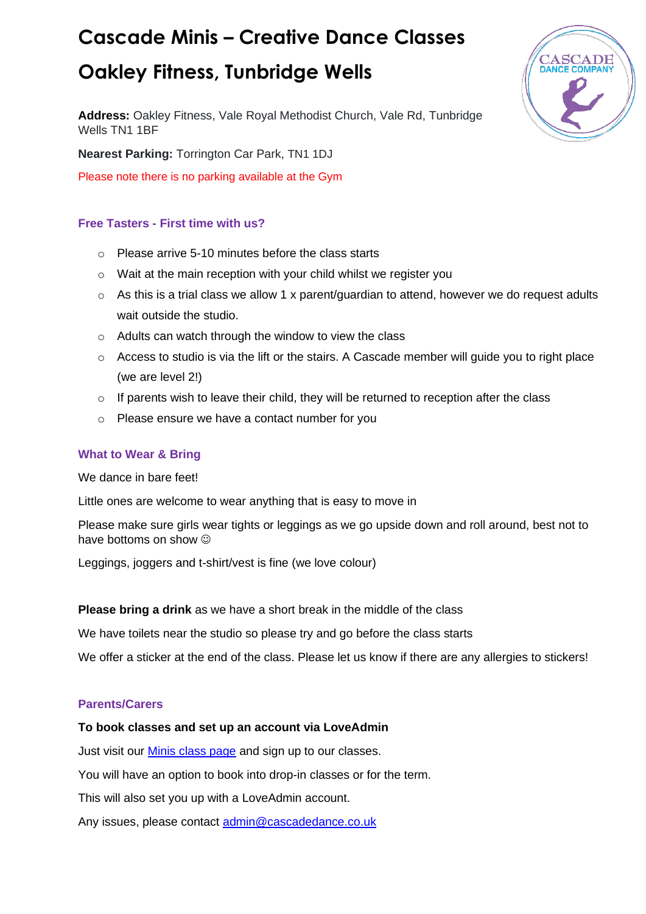# Cascade Minis – Creative Dance Classes

# Oakley Fitness, Tunbridge Wells

**Address:** Oakley Fitness, Vale Royal Methodist Church, Vale Rd, Tunbridge Wells TN1 1BF

**Nearest Parking:** Torrington Car Park, TN1 1DJ

Please note there is no parking available at the Gym

### Free Tasters - First time with us?

- Please arrive 5-10 minutes before the class starts
- Wait at the main reception with your child whilst we register you
- As this is a trial class we allow 1 x parent/guardian to attend, however we do request adults wait outside the studio.
- Adults can watch through the window to view the class
- Access to studio is via the lift or the stairs. A Cascade member will guide you to right place (we are level 2!)
- If parents wish to leave their child, they will be returned to reception after the class
- Please ensure we have a contact number for you

### What to Wear & Bring

We dance in bare feet!

Little ones are welcome to wear anything that is easy to move in

Please make sure girls wear tights or leggings as we go upside down and roll around, best not to have bottoms on show ☺

Leggings, joggers and t-shirt/vest is fine (we love colour)

**Please bring a drink** as we have a short break in the middle of the class

We have toilets near the studio so please try and go before the class starts

We offer a sticker at the end of the class. Please let us know if there are any allergies to stickers!

### Parents/Carers

**To book classes and set up an account via LoveAdmin**

Just visit our Minis class page and sign up to our classes.

You will have an option to book into drop-in classes or for the term.

This will also set you up with a LoveAdmin account.

Any issues, please contact admin@cascadedance.co.uk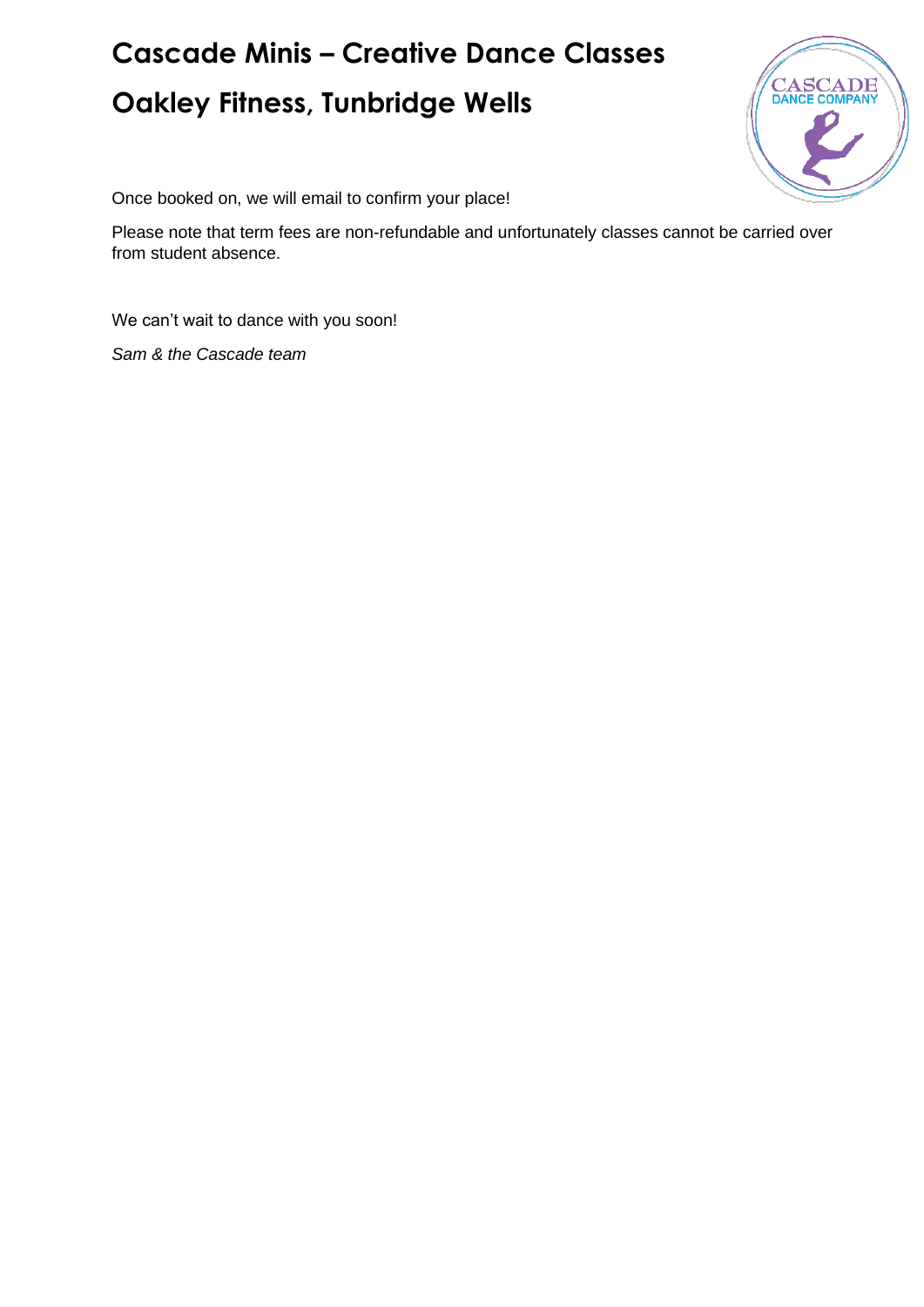# Cascade Minis – Creative Dance Classes

# Oakley Fitness, Tunbridge Wells

Once booked on, we will email to confirm your place!

Please note that term fees are non-refundable and unfortunately classes cannot be carried over from student absence.

We can't wait to dance with you soon!

*Sam & the Cascade team*